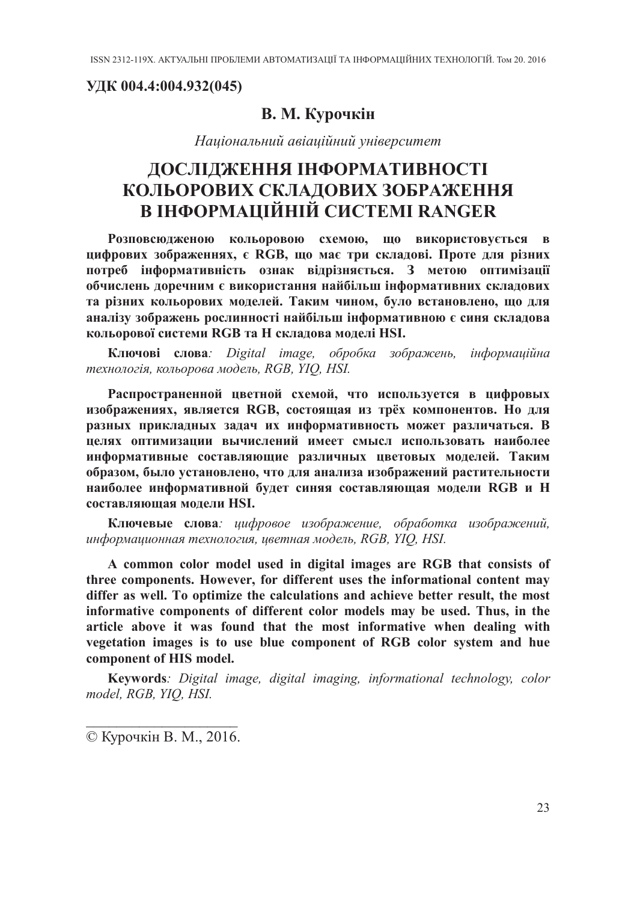**УДК 004.4:004.932(045)**

## В. М. Курочкін

*Національний авіаційний університет*

# ДОСЛІДЖЕННЯ ІНФОРМАТИВНОСТІ КОЛЬОРОВИХ СКЛАДОВИХ ЗОБРАЖЕННЯ В ІНФОРМАЦІЙНІЙ СИСТЕМІ RANGER

**Розповсюдженою кольоровою схемою, що використовується в цифрових зображеннях, є RGB, що має три складові. Проте для різних потреб інформативність ознак відрізняється. З метою оптимізації обчислень доречним є використання найбільш інформативних складових та різних кольорових моделей. Таким чином, було встановлено, що для аналізу зображень рослинності найбільш інформативною є синя складова кольорової системи RGB та H складова моделі HSI.**

**Ключові слова***: Digital image, обробка зображень, інформаційна технологія, кольорова модель, RGB, YIQ, HSI.*

**Распространенной цветной схемой, что используется в цифровых изображениях, является RGB, состоящая из трёх компонентов. Но для разных прикладных задач их информативность может различаться. В целях оптимизации вычислений имеет смысл использовать наиболее информативные составляющие различных цветовых моделей. Таким образом, было установлено, что для анализа изображений растительности наиболее информативной будет синяя составляющая модели RGB и H составляющая модели HSI.**

**Ключевые слова***: цифровое изображение, обработка изображений, информационная технология, цветная модель, RGB, YIQ, HSI.*

**A common color model used in digital images are RGB that consists of three components. However, for different uses the informational content may differ as well. To optimize the calculations and achieve better result, the most informative components of different color models may be used. Thus, in the article above it was found that the most informative when dealing with vegetation images is to use blue component of RGB color system and hue component of HIS model.**

**Keywords***: Digital image, digital imaging, informational technology, color model, RGB, YIQ, HSI.*

---

© Курочкін В. М., 2016.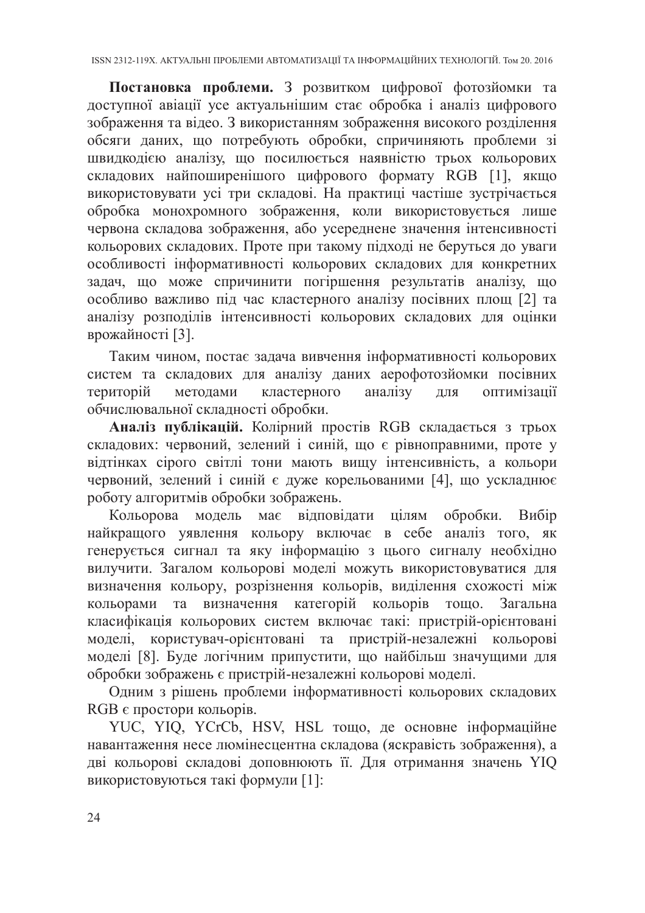**Постановка проблеми.** З розвитком цифрової фотозйомки та доступної авіації усе актуальнішим стає обробка і аналіз цифрового зображення та відео. З використанням зображення високого розділення обсяги даних, що потребують обробки, спричиняють проблеми зі швидкодією аналізу, що посилюється наявністю трьох кольорових складових найпоширенішого цифрового формату RGB [1], якщо використовувати усі три складові. На практиці частіше зустрічається обробка монохромного зображення, коли використовується лише червона складова зображення, або усереднене значення інтенсивності кольорових складових. Проте при такому підході не беруться до уваги особливості інформативності кольорових складових для конкретних задач, що може спричинити погіршення результатів аналізу, що особливо важливо під час кластерного аналізу посівних площ [2] та аналізу розподілів інтенсивності кольорових складових для оцінки врожайності [3].

Таким чином, постає задача вивчення інформативності кольорових систем та складових для аналізу даних аерофотозйомки посівних територій методами кластерного аналізу для оптимізації обчислювальної складності обробки.

**Аналіз публікацій.** Колірний простів RGB складається з трьох складових: червоний, зелений і синій, що є рівноправними, проте у відтінках сірого світлі тони мають вищу інтенсивність, а кольори червоний, зелений і синій є дуже корельованими [4], що ускладнює роботу алгоритмів обробки зображень.

Кольорова модель має відповідати цілям обробки. Вибір найкращого уявлення кольору включає в себе аналіз того, як генерується сигнал та яку інформацію з цього сигналу необхідно вилучити. Загалом кольорові моделі можуть використовуватися для визначення кольору, розрізнення кольорів, виділення схожості між кольорами та визначення категорій кольорів тощо. Загальна класифікація кольорових систем включає такі: пристрій-орієнтовані моделі, користувач-орієнтовані та пристрій-незалежні кольорові моделі [8]. Буде логічним припустити, що найбільш значущими для обробки зображень є пристрій-незалежні кольорові моделі.

Одним з рішень проблеми інформативності кольорових складових RGB є простори кольорів.

YUC, YIQ, YCrCb, HSV, HSL тощо, де основне інформаційне навантаження несе люмінесцентна складова (яскравість зображення), а дві кольорові складові доповнюють її. Для отримання значень YIQ використовуються такі формули [1]: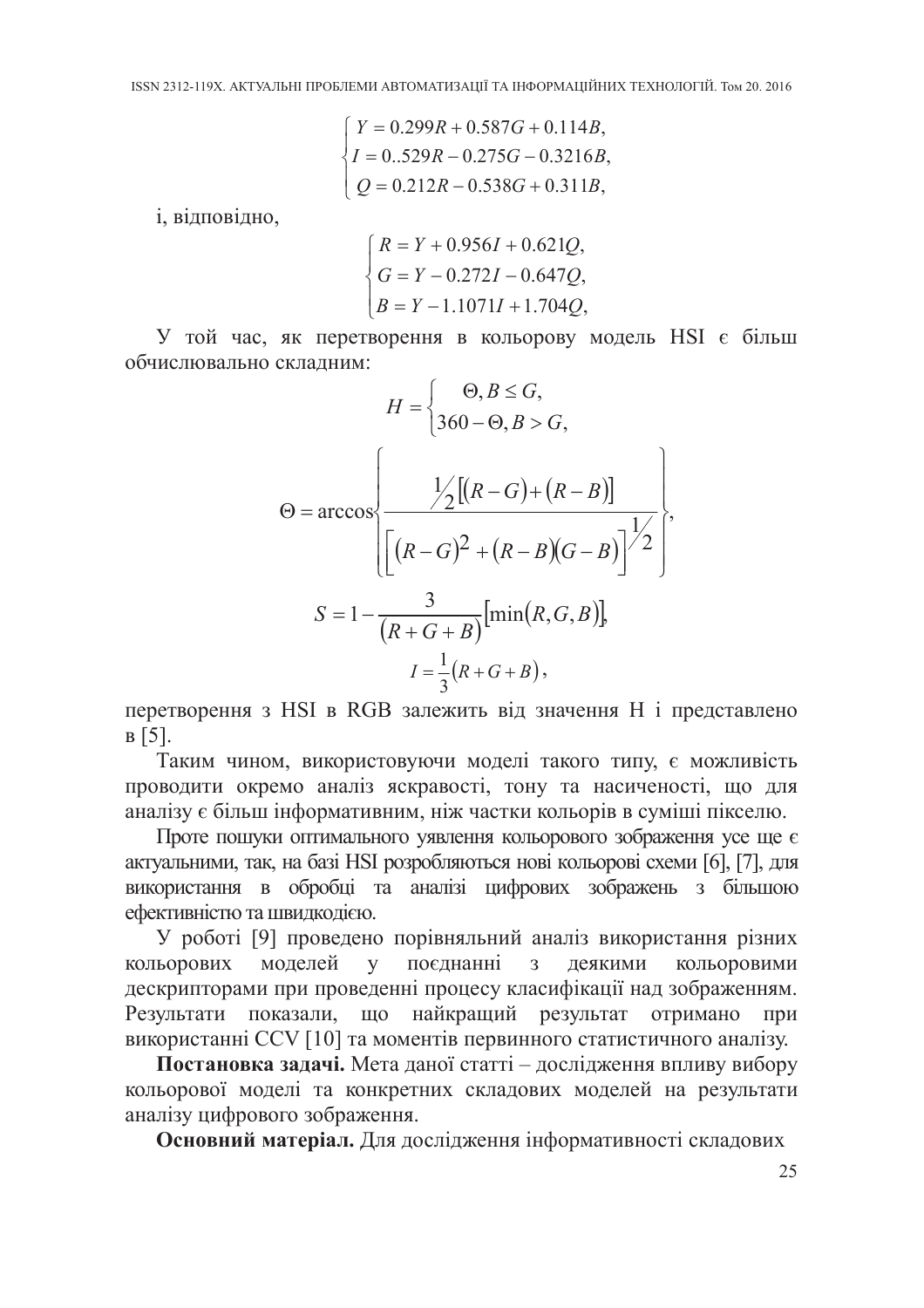$$\begin{cases} Y = 0.299R + 0.587G + 0.114B, \\ I = 0..529R - 0.275G - 0.3216B, \\ Q = 0.212R - 0.538G + 0.311B, \end{cases}$$

і, відповідно,

$$\begin{cases} R = Y + 0.956I + 0.621Q, \\ G = Y - 0.272I - 0.647Q, \\ B = Y - 1.1071I + 1.704Q, \end{cases}$$

У той час, як перетворення в кольорову модель HSI є більш обчислювально складним:

$$H = \begin{cases} \Theta, B \le G, \\ 360 - \Theta, B > G, \end{cases}$$

$$\Theta = \arccos\left\{ \frac{\frac{1}{2}\left[(R-G)+(R-B)\right]}{\left[(R-G)^2 + (R-B)(G-B)\right]^{\frac{1}{2}}} \right\},$$

$$S = 1 - \frac{3}{(R+G+B)}\left[\min(R,G,B)\right],$$

$$I = \frac{1}{3}(R+G+B),$$

перетворення з HSI в RGB залежить від значення H і представлено в [5].

Таким чином, використовуючи моделі такого типу, є можливість проводити окремо аналіз яскравості, тону та насиченості, що для аналізу є більш інформативним, ніж частки кольорів в суміші пікселю.

Проте пошуки оптимального уявлення кольорового зображення усе ще є актуальними, так, на базі HSI розробляються нові кольорові схеми [6], [7], для використання в обробці та аналізі цифрових зображень з більшою ефективністю та швидкодією.

У роботі [9] проведено порівняльний аналіз використання різних кольорових моделей у поєднанні з деякими кольоровими дескрипторами при проведенні процесу класифікації над зображенням. Результати показали, що найкращий результат отримано при використанні CCV [10] та моментів первинного статистичного аналізу.

**Постановка задачі.** Мета даної статті – дослідження впливу вибору кольорової моделі та конкретних складових моделей на результати аналізу цифрового зображення.

**Основний матеріал.** Для дослідження інформативності складових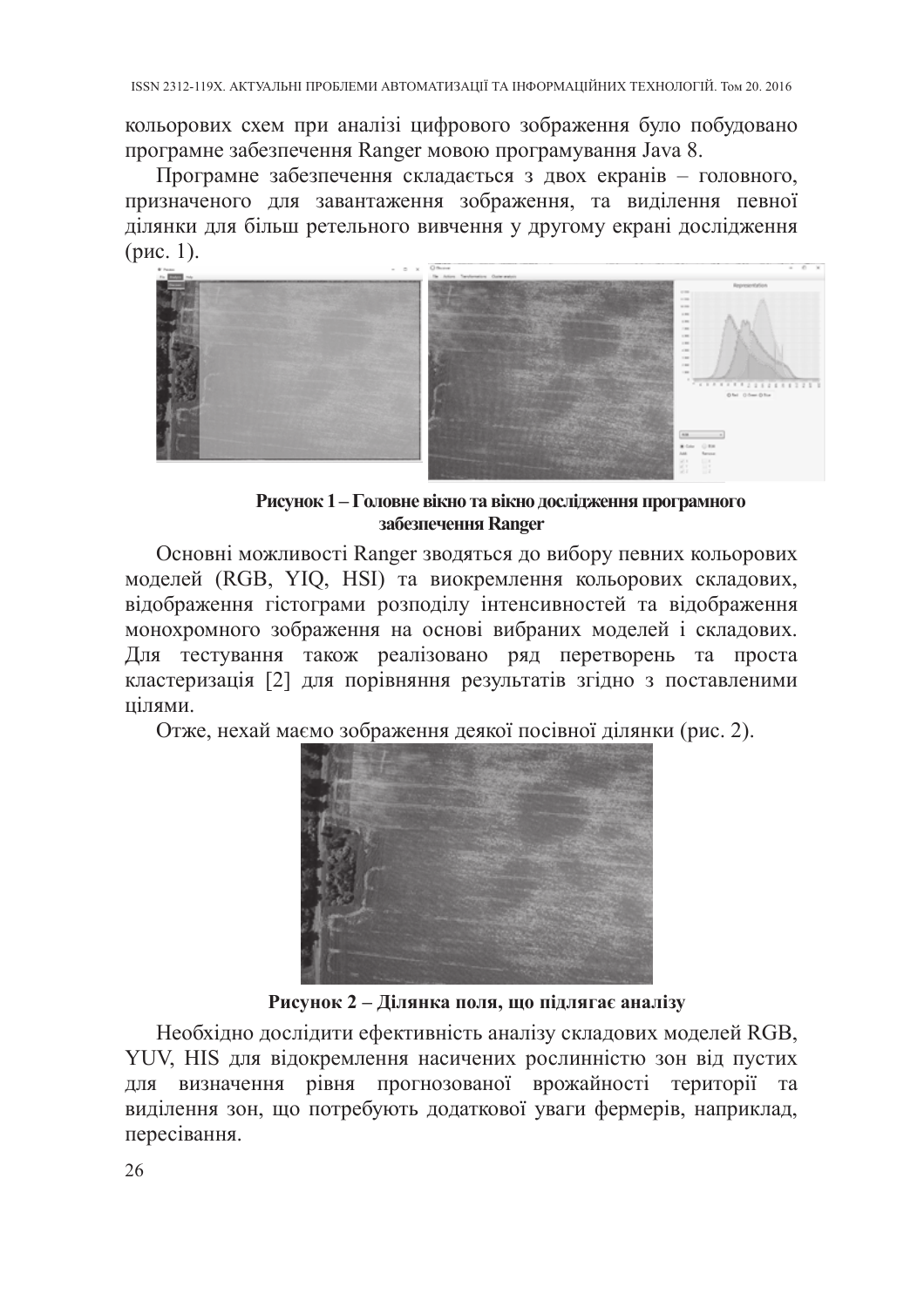кольорових схем при аналізі цифрового зображення було побудовано програмне забезпечення Ranger мовою програмування Java 8.

Програмне забезпечення складається з двох екранів – головного, призначеного для завантаження зображення, та виділення певної ділянки для більш ретельного вивчення у другому екрані дослідження (рис. 1).

**Рисунок 1 – Головне вікно та вікно дослідження програмного забезпечення Ranger**

Основні можливості Ranger зводяться до вибору певних кольорових моделей (RGB, YIQ, HSI) та виокремлення кольорових складових, відображення гістограми розподілу інтенсивностей та відображення монохромного зображення на основі вибраних моделей і складових. Для тестування також реалізовано ряд перетворень та проста кластеризація [2] для порівняння результатів згідно з поставленими цілями.

Отже, нехай маємо зображення деякої посівної ділянки (рис. 2).

**Рисунок 2 – Ділянка поля, що підлягає аналізу**

Необхідно дослідити ефективність аналізу складових моделей RGB, YUV, HIS для відокремлення насичених рослинністю зон від пустих для визначення рівня прогнозованої врожайності території та виділення зон, що потребують додаткової уваги фермерів, наприклад, пересівання.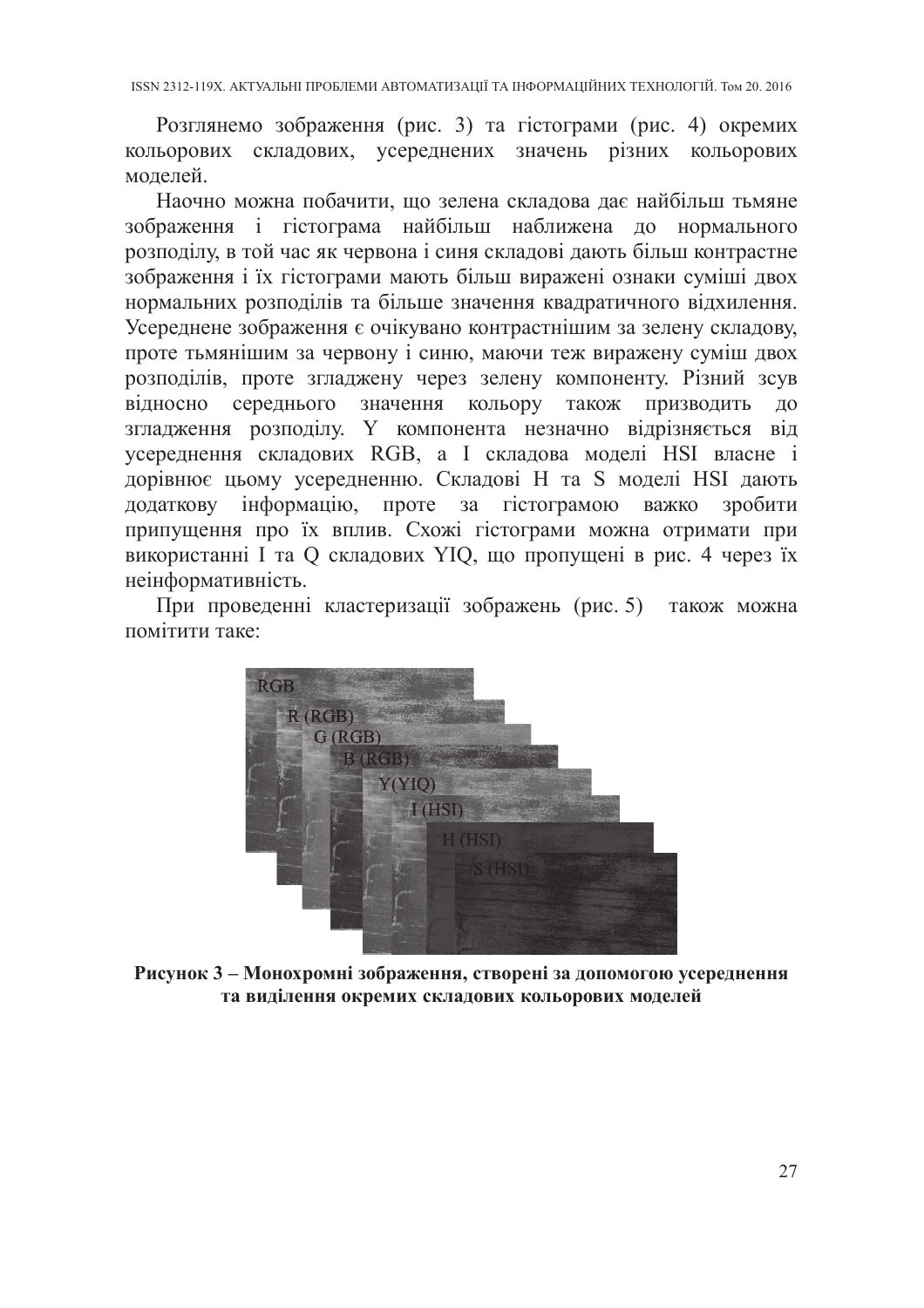Розглянемо зображення (рис. 3) та гістограми (рис. 4) окремих кольорових складових, усереднених значень різних кольорових моделей.

Наочно можна побачити, що зелена складова дає найбільш тьмяне зображення і гістограма найбільш наближена до нормального розподілу, в той час як червона і синя складові дають більш контрастне зображення і їх гістограми мають більш виражені ознаки суміші двох нормальних розподілів та більше значення квадратичного відхилення. Усереднене зображення є очікувано контрастнішим за зелену складову, проте тьмянішим за червону і синю, маючи теж виражену суміш двох розподілів, проте згладжену через зелену компоненту. Різний зсув відносно середнього значення кольору також призводить до згладження розподілу. Y компонента незначно відрізняється від усереднення складових RGB, а I складова моделі HSI власне і дорівнює цьому усередненню. Складові H та S моделі HSI дають додаткову інформацію, проте за гістограмою важко зробити припущення про їх вплив. Схожі гістограми можна отримати при використанні I та Q складових YIQ, що пропущені в рис. 4 через їх неінформативність.

При проведенні кластеризації зображень (рис. 5) також можна помітити таке:

**Рисунок 3 – Монохромні зображення, створені за допомогою усереднення та виділення окремих складових кольорових моделей**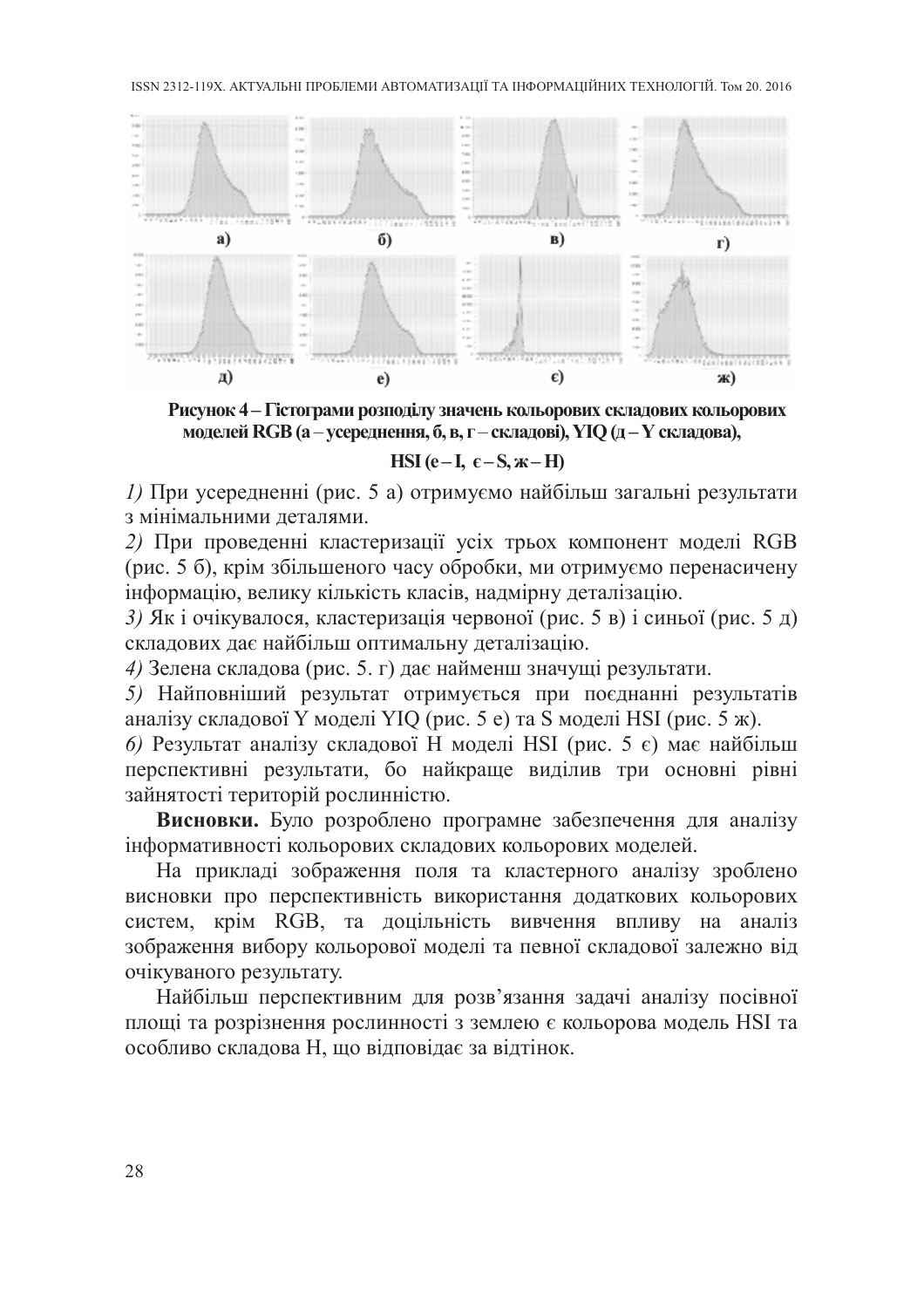**Рисунок 4 – Гістограми розподілу значень кольорових складових кольорових моделей RGB (а – усереднення, б, в, г – складові), YIQ (д – Y складова), HSI (е – I, є – S, ж – H)**

*1)* При усередненні (рис. 5 а) отримуємо найбільш загальні результати з мінімальними деталями.

*2)* При проведенні кластеризації усіх трьох компонент моделі RGB (рис. 5 б), крім збільшеного часу обробки, ми отримуємо перенасичену інформацію, велику кількість класів, надмірну деталізацію.

*3)* Як і очікувалося, кластеризація червоної (рис. 5 в) і синьої (рис. 5 д) складових дає найбільш оптимальну деталізацію.

*4)* Зелена складова (рис. 5. г) дає найменш значущі результати.

*5)* Найповніший результат отримується при поєднанні результатів аналізу складової Y моделі YIQ (рис. 5 е) та S моделі HSI (рис. 5 ж).

*6)* Результат аналізу складової H моделі HSI (рис. 5 є) має найбільш перспективні результати, бо найкраще виділив три основні рівні зайнятості територій рослинністю.

**Висновки.** Було розроблено програмне забезпечення для аналізу інформативності кольорових складових кольорових моделей.

На прикладі зображення поля та кластерного аналізу зроблено висновки про перспективність використання додаткових кольорових систем, крім RGB, та доцільність вивчення впливу на аналіз зображення вибору кольорової моделі та певної складової залежно від очікуваного результату.

Найбільш перспективним для розв'язання задачі аналізу посівної площі та розрізнення рослинності з землею є кольорова модель HSI та особливо складова H, що відповідає за відтінок.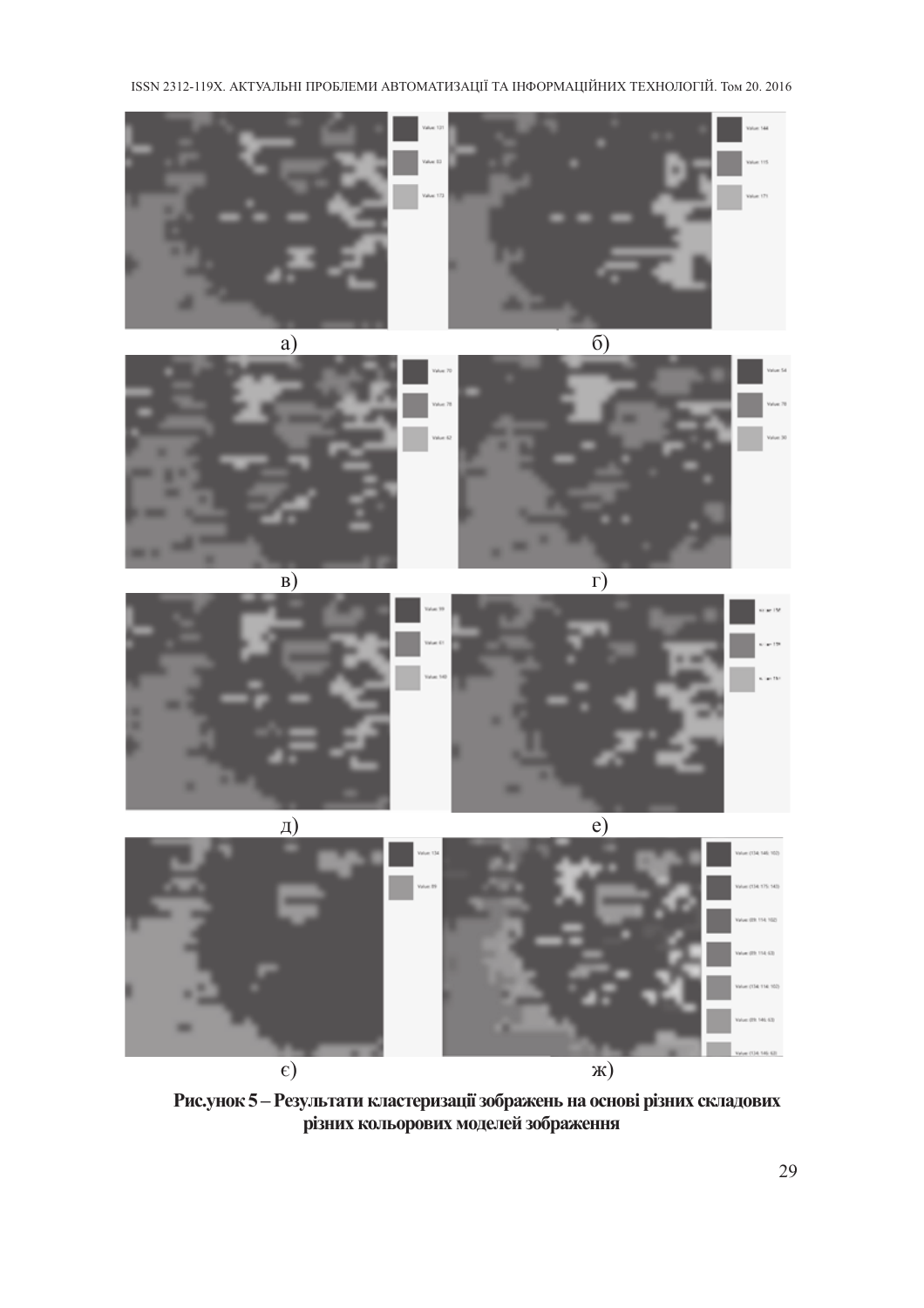а) б)

в) г)

д) е)

є) ж)

**Рис.унок 5 – Результати кластеризації зображень на основі різних складових різних кольорових моделей зображення**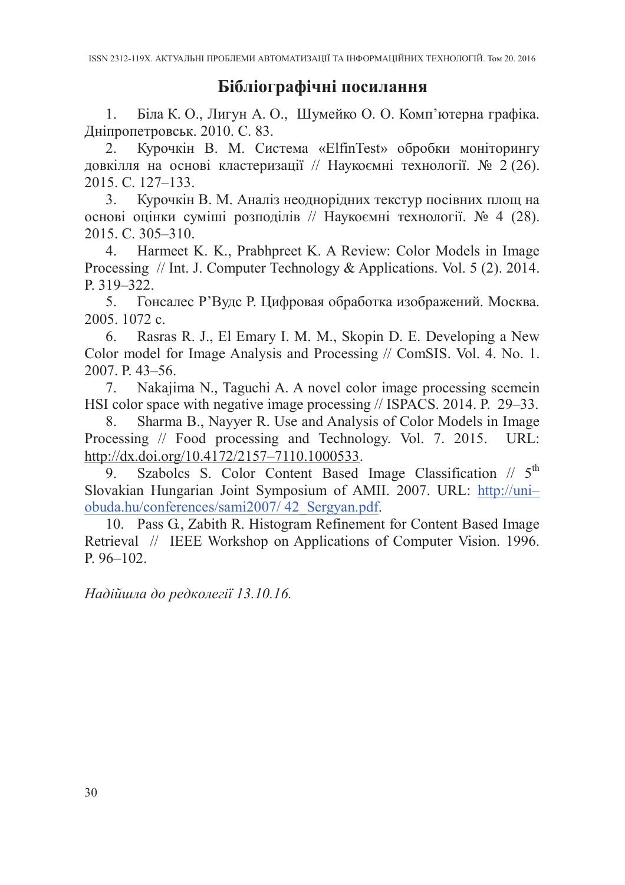## Бібліографічні посилання

1. Біла К. О., Лигун А. О., Шумейко О. О. Комп’ютерна графіка. Дніпропетровськ. 2010. С. 83.
2. Курочкін В. М. Система «ElfinTest» обробки моніторингу довкілля на основі кластеризації // Наукоємні технології. № 2 (26). 2015. С. 127–133.
3. Курочкін В. М. Аналіз неоднорідних текстур посівних площ на основі оцінки суміші розподілів // Наукоємні технології. № 4 (28). 2015. С. 305–310.
4. Harmeet K. K., Prabhpreet K. A Review: Color Models in Image Processing // Int. J. Computer Technology & Applications. Vol. 5 (2). 2014. P. 319–322.
5. Гонсалес Р’Вудс Р. Цифровая обработка изображений. Москва. 2005. 1072 с.
6. Rasras R. J., El Emary I. M. M., Skopin D. E. Developing a New Color model for Image Analysis and Processing // ComSIS. Vol. 4. No. 1. 2007. P. 43–56.
7. Nakajima N., Taguchi A. A novel color image processing scemein HSI color space with negative image processing // ISPACS. 2014. P. 29–33.
8. Sharma B., Nayyer R. Use and Analysis of Color Models in Image Processing // Food processing and Technology. Vol. 7. 2015. URL: http://dx.doi.org/10.4172/2157–7110.1000533.
9. Szabolcs S. Color Content Based Image Classification // 5th Slovakian Hungarian Joint Symposium of AMII. 2007. URL: http://uni–obuda.hu/conferences/sami2007/ 42_Sergyan.pdf.
10. Pass G., Zabith R. Histogram Refinement for Content Based Image Retrieval // IEEE Workshop on Applications of Computer Vision. 1996. P. 96–102.

*Надійшла до редколегії 13.10.16.*